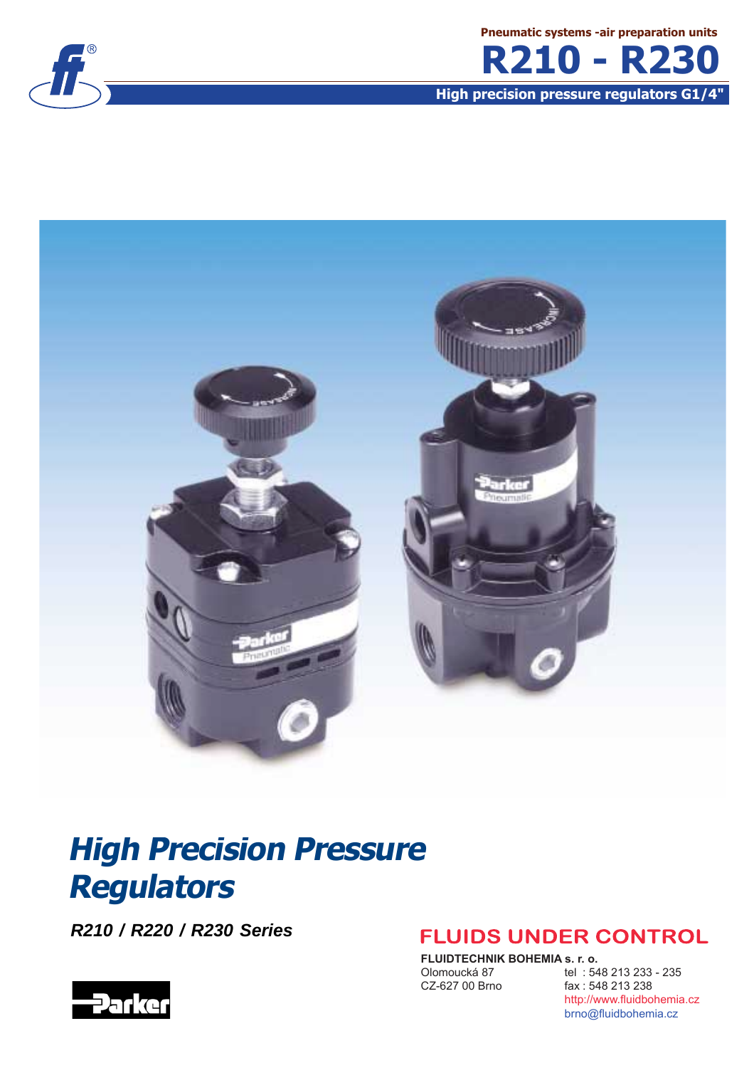Pneumatic systems -air preparation units

# R210 - R230

**High precision pressure regulators G1/4"**

# *High Precision Pressure Regulators*

***R210 / R220 / R230 Series***

## FLUIDS UNDER CONTROL

**FLUIDTECHNIK BOHEMIA s. r. o.**
Olomoucká 87
CZ-627 00 Brno

tel : 548 213 233 - 235
fax : 548 213 238
http://www.fluidbohemia.cz
brno@fluidbohemia.cz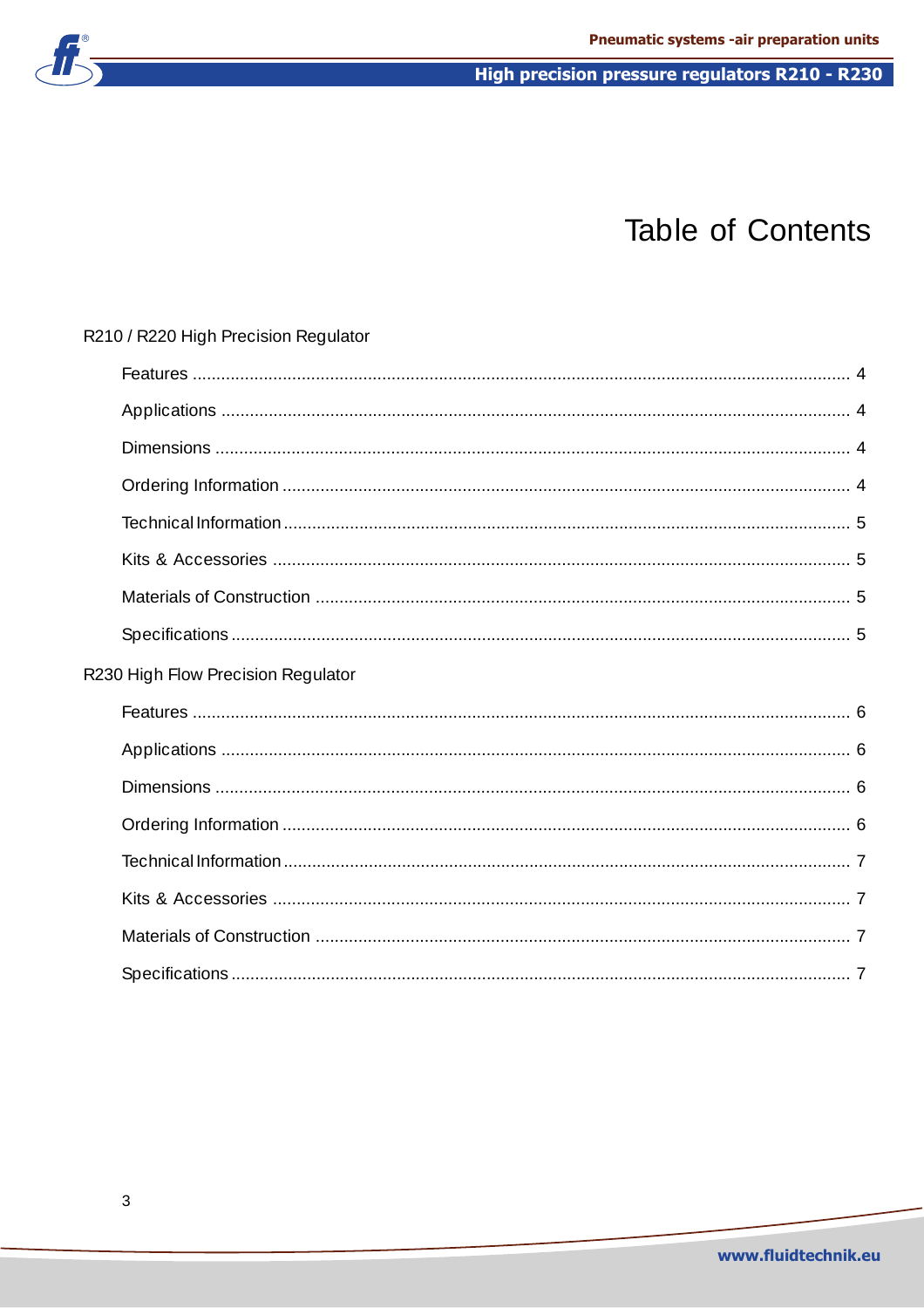# Table of Contents

R210 / R220 High Precision Regulator

- Features ........................................................................ 4
- Applications ........................................................................ 4
- Dimensions ........................................................................ 4
- Ordering Information ........................................................................ 4
- Technical Information ........................................................................ 5
- Kits & Accessories ........................................................................ 5
- Materials of Construction ........................................................................ 5
- Specifications ........................................................................ 5

R230 High Flow Precision Regulator

- Features ........................................................................ 6
- Applications ........................................................................ 6
- Dimensions ........................................................................ 6
- Ordering Information ........................................................................ 6
- Technical Information ........................................................................ 7
- Kits & Accessories ........................................................................ 7
- Materials of Construction ........................................................................ 7
- Specifications ........................................................................ 7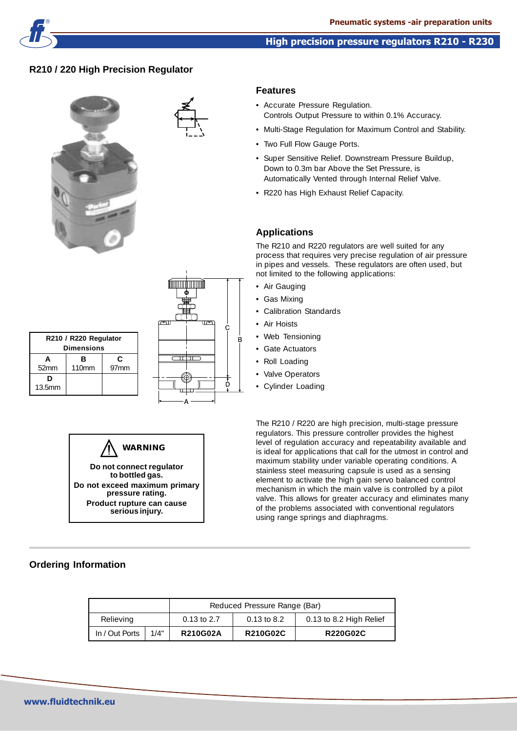## R210 / 220 High Precision Regulator

### Features

- Accurate Pressure Regulation.
  Controls Output Pressure to within 0.1% Accuracy.
- Multi-Stage Regulation for Maximum Control and Stability.
- Two Full Flow Gauge Ports.
- Super Sensitive Relief. Downstream Pressure Buildup, Down to 0.3m bar Above the Set Pressure, is Automatically Vented through Internal Relief Valve.
- R220 has High Exhaust Relief Capacity.

### Applications

The R210 and R220 regulators are well suited for any process that requires very precise regulation of air pressure in pipes and vessels. These regulators are often used, but not limited to the following applications:

- Air Gauging
- Gas Mixing
- Calibration Standards
- Air Hoists
- Web Tensioning
- Gate Actuators
- Roll Loading
- Valve Operators
- Cylinder Loading

| R210 / R220 Regulator Dimensions | | |
|---|---|---|
| **A** 52mm | **B** 110mm | **C** 97mm |
| **D** 13.5mm | | |

The R210 / R220 are high precision, multi-stage pressure regulators. This pressure controller provides the highest level of regulation accuracy and repeatability available and is ideal for applications that call for the utmost in control and maximum stability under variable operating conditions. A stainless steel measuring capsule is used as a sensing element to activate the high gain servo balanced control mechanism in which the main valve is controlled by a pilot valve. This allows for greater accuracy and eliminates many of the problems associated with conventional regulators using range springs and diaphragms.

**WARNING**

**Do not connect regulator to bottled gas.**
**Do not exceed maximum primary pressure rating.**
**Product rupture can cause serious injury.**

### Ordering Information

| | | Reduced Pressure Range (Bar) | | |
|---|---|---|---|---|
| Relieving | | 0.13 to 2.7 | 0.13 to 8.2 | 0.13 to 8.2 High Relief |
| In / Out Ports | 1/4" | **R210G02A** | **R210G02C** | **R220G02C** |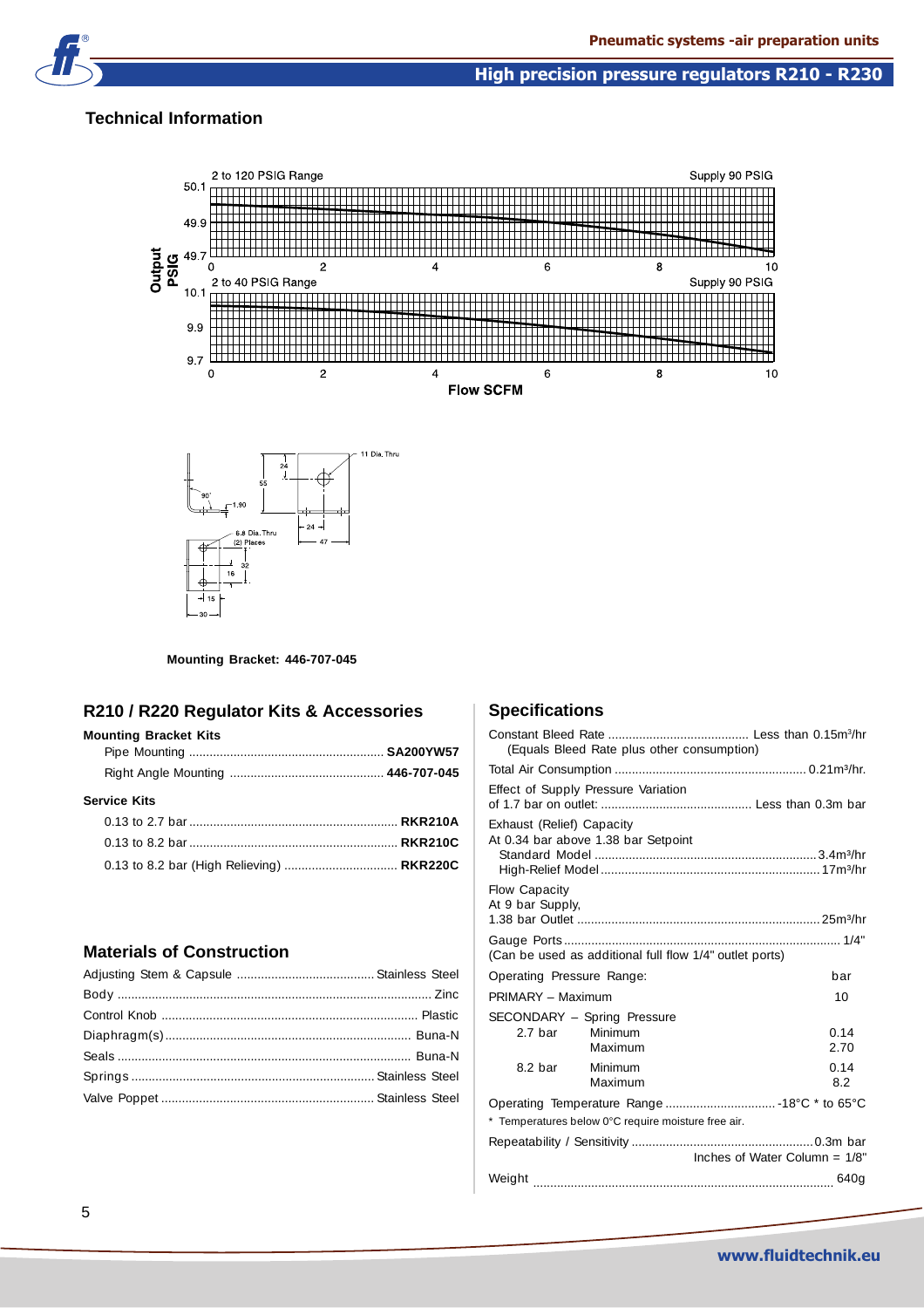## Technical Information

Mounting Bracket: 446-707-045

## R210 / R220 Regulator Kits & Accessories

**Mounting Bracket Kits**

| | |
|---|---|
| Pipe Mounting | **SA200YW57** |
| Right Angle Mounting | **446-707-045** |

**Service Kits**

| | |
|---|---|
| 0.13 to 2.7 bar | **RKR210A** |
| 0.13 to 8.2 bar | **RKR210C** |
| 0.13 to 8.2 bar (High Relieving) | **RKR220C** |

## Materials of Construction

| | |
|---|---|
| Adjusting Stem & Capsule | Stainless Steel |
| Body | Zinc |
| Control Knob | Plastic |
| Diaphragm(s) | Buna-N |
| Seals | Buna-N |
| Springs | Stainless Steel |
| Valve Poppet | Stainless Steel |

## Specifications

Constant Bleed Rate ........ Less than 0.15m³/hr
(Equals Bleed Rate plus other consumption)

Total Air Consumption ........ 0.21m³/hr.

Effect of Supply Pressure Variation
of 1.7 bar on outlet: ........ Less than 0.3m bar

Exhaust (Relief) Capacity
At 0.34 bar above 1.38 bar Setpoint
Standard Model ........ 3.4m³/hr
High-Relief Model ........ 17m³/hr

Flow Capacity
At 9 bar Supply,
1.38 bar Outlet ........ 25m³/hr

Gauge Ports ........ 1/4"
(Can be used as additional full flow 1/4" outlet ports)

| Operating Pressure Range: | | bar |
|---|---|---|
| PRIMARY – Maximum | | 10 |
| SECONDARY – Spring Pressure | | |
| 2.7 bar | Minimum | 0.14 |
| | Maximum | 2.70 |
| 8.2 bar | Minimum | 0.14 |
| | Maximum | 8.2 |

Operating Temperature Range ........ -18°C * to 65°C
\* Temperatures below 0°C require moisture free air.

Repeatability / Sensitivity ........ 0.3m bar
Inches of Water Column = 1/8"

Weight ........ 640g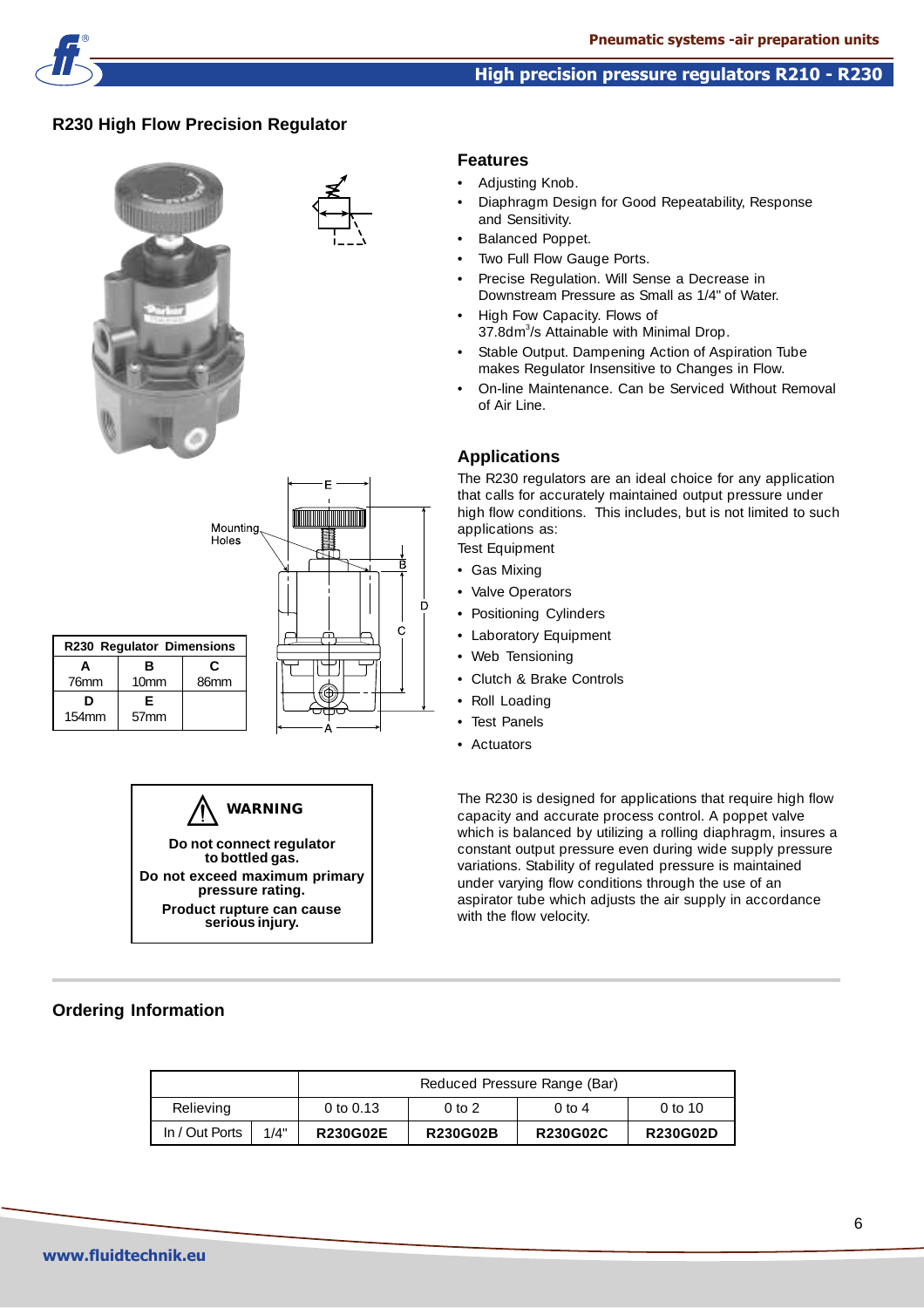## R230 High Flow Precision Regulator

Mounting Holes

| R230 Regulator Dimensions | | |
|---|---|---|
| **A** | **B** | **C** |
| 76mm | 10mm | 86mm |
| **D** | **E** | |
| 154mm | 57mm | |

> ⚠ **WARNING**
>
> **Do not connect regulator to bottled gas.**
>
> **Do not exceed maximum primary pressure rating.**
>
> **Product rupture can cause serious injury.**

### Features

- Adjusting Knob.
- Diaphragm Design for Good Repeatability, Response and Sensitivity.
- Balanced Poppet.
- Two Full Flow Gauge Ports.
- Precise Regulation. Will Sense a Decrease in Downstream Pressure as Small as 1/4" of Water.
- High Fow Capacity. Flows of 37.8dm$^3$/s Attainable with Minimal Drop.
- Stable Output. Dampening Action of Aspiration Tube makes Regulator Insensitive to Changes in Flow.
- On-line Maintenance. Can be Serviced Without Removal of Air Line.

### Applications

The R230 regulators are an ideal choice for any application that calls for accurately maintained output pressure under high flow conditions. This includes, but is not limited to such applications as:

Test Equipment

- Gas Mixing
- Valve Operators
- Positioning Cylinders
- Laboratory Equipment
- Web Tensioning
- Clutch & Brake Controls
- Roll Loading
- Test Panels
- Actuators

The R230 is designed for applications that require high flow capacity and accurate process control. A poppet valve which is balanced by utilizing a rolling diaphragm, insures a constant output pressure even during wide supply pressure variations. Stability of regulated pressure is maintained under varying flow conditions through the use of an aspirator tube which adjusts the air supply in accordance with the flow velocity.

### Ordering Information

| | | Reduced Pressure Range (Bar) | | | |
|---|---|---|---|---|---|
| Relieving | | 0 to 0.13 | 0 to 2 | 0 to 4 | 0 to 10 |
| In / Out Ports | 1/4" | **R230G02E** | **R230G02B** | **R230G02C** | **R230G02D** |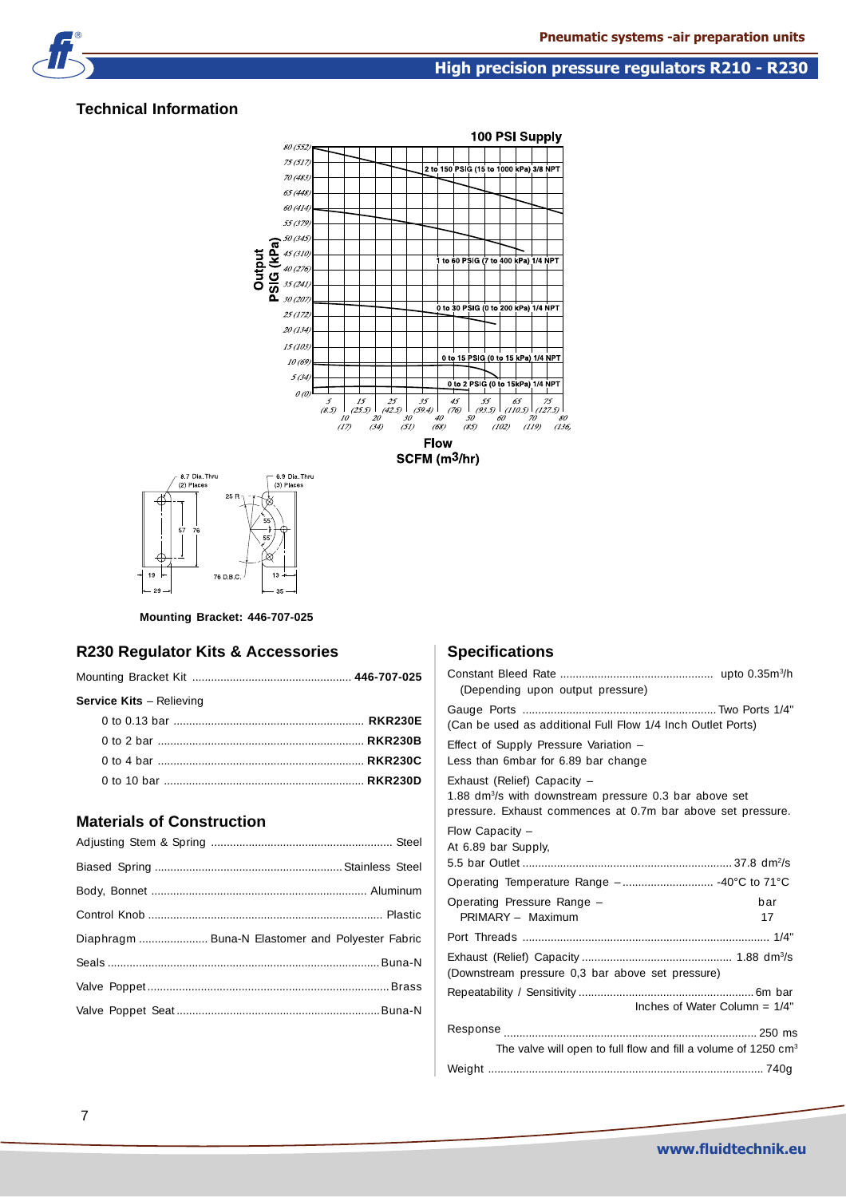## Technical Information

Mounting Bracket: 446-707-025

## R230 Regulator Kits & Accessories

Mounting Bracket Kit .................................................. **446-707-025**

**Service Kits** – Relieving

- 0 to 0.13 bar ............................................................ **RKR230E**
- 0 to 2 bar ................................................................. **RKR230B**
- 0 to 4 bar ................................................................. **RKR230C**
- 0 to 10 bar ............................................................... **RKR230D**

## Materials of Construction

| | |
|---|---|
| Adjusting Stem & Spring | Steel |
| Biased Spring | Stainless Steel |
| Body, Bonnet | Aluminum |
| Control Knob | Plastic |
| Diaphragm | Buna-N Elastomer and Polyester Fabric |
| Seals | Buna-N |
| Valve Poppet | Brass |
| Valve Poppet Seat | Buna-N |

## Specifications

Constant Bleed Rate ................................................ upto 0.35m³/h
(Depending upon output pressure)

Gauge Ports ............................................................. Two Ports 1/4"
(Can be used as additional Full Flow 1/4 Inch Outlet Ports)

Effect of Supply Pressure Variation –
Less than 6mbar for 6.89 bar change

Exhaust (Relief) Capacity –
1.88 dm³/s with downstream pressure 0.3 bar above set pressure. Exhaust commences at 0.7m bar above set pressure.

Flow Capacity –
At 6.89 bar Supply,
5.5 bar Outlet .................................................................. 37.8 dm²/s

Operating Temperature Range – ............................ -40°C to 71°C

Operating Pressure Range – bar
PRIMARY – Maximum 17

Port Threads .............................................................................. 1/4"

Exhaust (Relief) Capacity ............................................... 1.88 dm³/s
(Downstream pressure 0,3 bar above set pressure)

Repeatability / Sensitivity ....................................................... 6m bar
Inches of Water Column = 1/4"

Response ............................................................................... 250 ms
The valve will open to full flow and fill a volume of 1250 cm³

Weight ..................................................................................... 740g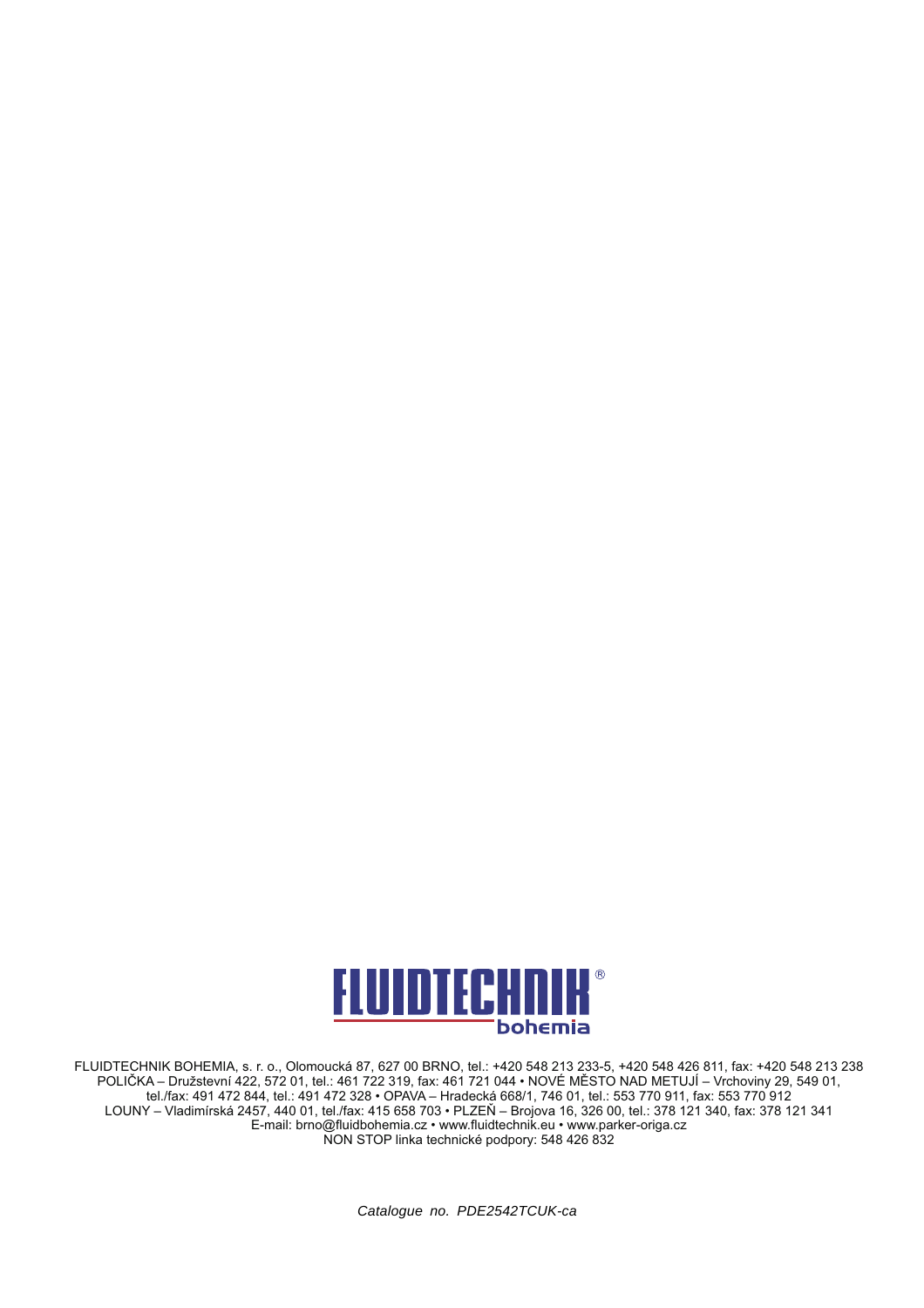FLUIDTECHNIK®

bohemia

FLUIDTECHNIK BOHEMIA, s. r. o., Olomoucká 87, 627 00 BRNO, tel.: +420 548 213 233-5, +420 548 426 811, fax: +420 548 213 238
POLIČKA – Družstevní 422, 572 01, tel.: 461 722 319, fax: 461 721 044 • NOVÉ MĚSTO NAD METUJÍ – Vrchoviny 29, 549 01,
tel./fax: 491 472 844, tel.: 491 472 328 • OPAVA – Hradecká 668/1, 746 01, tel.: 553 770 911, fax: 553 770 912
LOUNY – Vladimírská 2457, 440 01, tel./fax: 415 658 703 • PLZEŇ – Brojova 16, 326 00, tel.: 378 121 340, fax: 378 121 341
E-mail: brno@fluidbohemia.cz • www.fluidtechnik.eu • www.parker-origa.cz
NON STOP linka technické podpory: 548 426 832

*Catalogue no. PDE2542TCUK-ca*